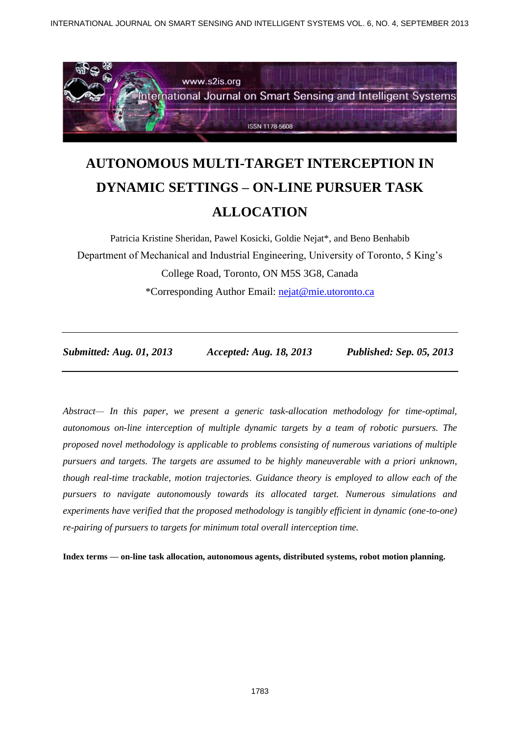# AUTONOMOUS MULTI-TARGET INTERCEPTION IN DYNAMIC SETTINGS – ON-LINE PURSUER TASK ALLOCATION

Patricia Kristine Sheridan, Pawel Kosicki, Goldie Nejat*, and Beno Benhabib

Department of Mechanical and Industrial Engineering, University of Toronto, 5 King's College Road, Toronto, ON M5S 3G8, Canada

*Corresponding Author Email: nejat@mie.utoronto.ca

*Submitted: Aug. 01, 2013* *Accepted: Aug. 18, 2013* *Published: Sep. 05, 2013*

*Abstract— In this paper, we present a generic task-allocation methodology for time-optimal, autonomous on-line interception of multiple dynamic targets by a team of robotic pursuers. The proposed novel methodology is applicable to problems consisting of numerous variations of multiple pursuers and targets. The targets are assumed to be highly maneuverable with a priori unknown, though real-time trackable, motion trajectories. Guidance theory is employed to allow each of the pursuers to navigate autonomously towards its allocated target. Numerous simulations and experiments have verified that the proposed methodology is tangibly efficient in dynamic (one-to-one) re-pairing of pursuers to targets for minimum total overall interception time.*

**Index terms — on-line task allocation, autonomous agents, distributed systems, robot motion planning.**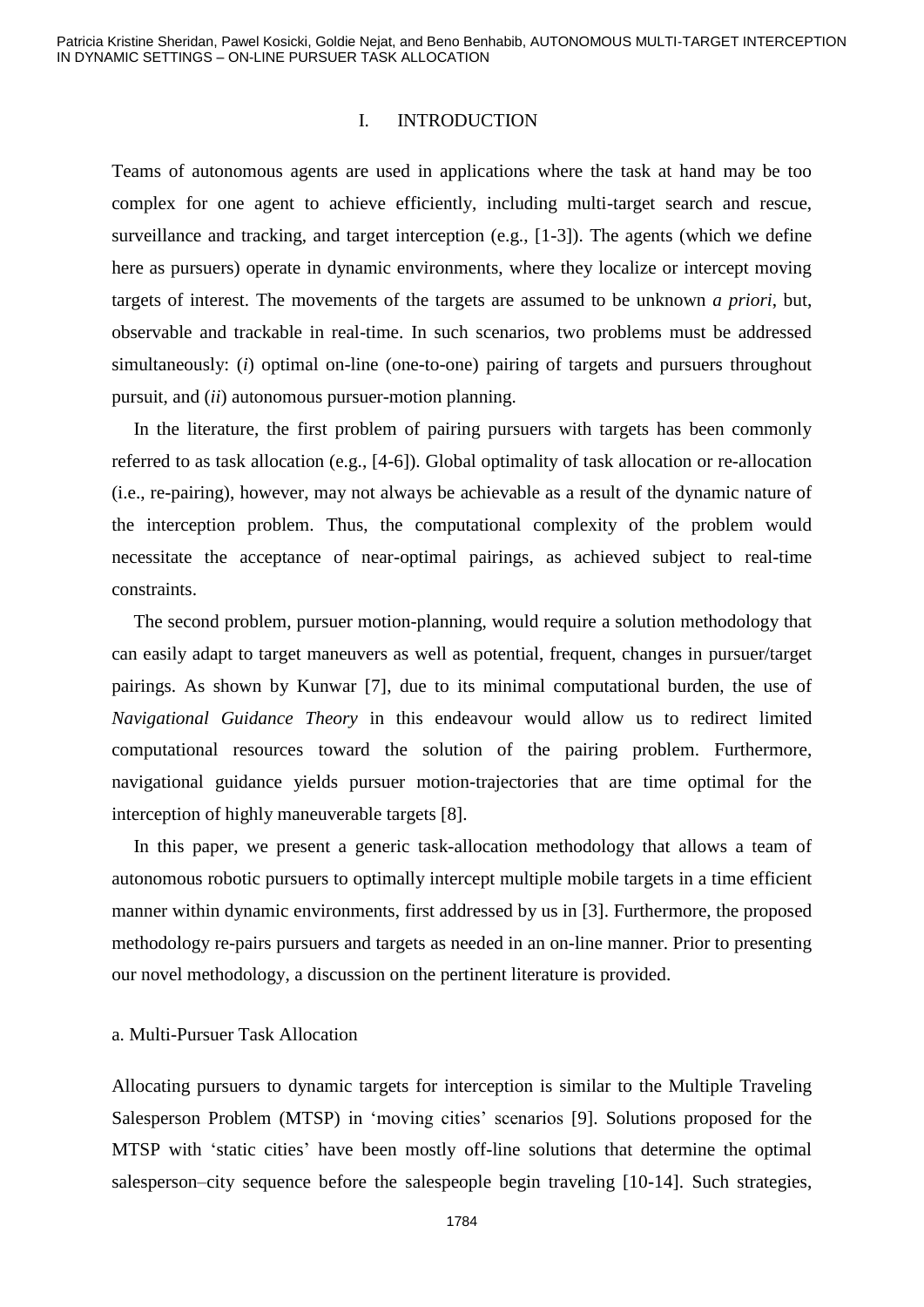# I. INTRODUCTION

Teams of autonomous agents are used in applications where the task at hand may be too complex for one agent to achieve efficiently, including multi-target search and rescue, surveillance and tracking, and target interception (e.g., [1-3]). The agents (which we define here as pursuers) operate in dynamic environments, where they localize or intercept moving targets of interest. The movements of the targets are assumed to be unknown *a priori*, but, observable and trackable in real-time. In such scenarios, two problems must be addressed simultaneously: (*i*) optimal on-line (one-to-one) pairing of targets and pursuers throughout pursuit, and (*ii*) autonomous pursuer-motion planning.

In the literature, the first problem of pairing pursuers with targets has been commonly referred to as task allocation (e.g., [4-6]). Global optimality of task allocation or re-allocation (i.e., re-pairing), however, may not always be achievable as a result of the dynamic nature of the interception problem. Thus, the computational complexity of the problem would necessitate the acceptance of near-optimal pairings, as achieved subject to real-time constraints.

The second problem, pursuer motion-planning, would require a solution methodology that can easily adapt to target maneuvers as well as potential, frequent, changes in pursuer/target pairings. As shown by Kunwar [7], due to its minimal computational burden, the use of *Navigational Guidance Theory* in this endeavour would allow us to redirect limited computational resources toward the solution of the pairing problem. Furthermore, navigational guidance yields pursuer motion-trajectories that are time optimal for the interception of highly maneuverable targets [8].

In this paper, we present a generic task-allocation methodology that allows a team of autonomous robotic pursuers to optimally intercept multiple mobile targets in a time efficient manner within dynamic environments, first addressed by us in [3]. Furthermore, the proposed methodology re-pairs pursuers and targets as needed in an on-line manner. Prior to presenting our novel methodology, a discussion on the pertinent literature is provided.

## a. Multi-Pursuer Task Allocation

Allocating pursuers to dynamic targets for interception is similar to the Multiple Traveling Salesperson Problem (MTSP) in 'moving cities' scenarios [9]. Solutions proposed for the MTSP with 'static cities' have been mostly off-line solutions that determine the optimal salesperson–city sequence before the salespeople begin traveling [10-14]. Such strategies,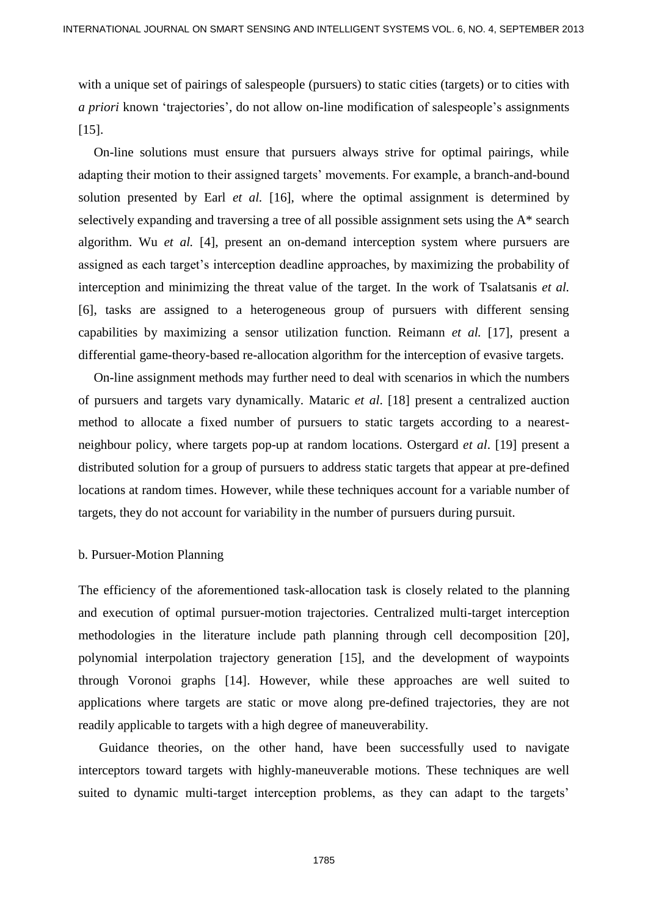with a unique set of pairings of salespeople (pursuers) to static cities (targets) or to cities with *a priori* known 'trajectories', do not allow on-line modification of salespeople's assignments [15].

On-line solutions must ensure that pursuers always strive for optimal pairings, while adapting their motion to their assigned targets' movements. For example, a branch-and-bound solution presented by Earl *et al.* [16], where the optimal assignment is determined by selectively expanding and traversing a tree of all possible assignment sets using the A* search algorithm. Wu *et al.* [4], present an on-demand interception system where pursuers are assigned as each target's interception deadline approaches, by maximizing the probability of interception and minimizing the threat value of the target. In the work of Tsalatsanis *et al.* [6], tasks are assigned to a heterogeneous group of pursuers with different sensing capabilities by maximizing a sensor utilization function. Reimann *et al.* [17], present a differential game-theory-based re-allocation algorithm for the interception of evasive targets.

On-line assignment methods may further need to deal with scenarios in which the numbers of pursuers and targets vary dynamically. Mataric *et al*. [18] present a centralized auction method to allocate a fixed number of pursuers to static targets according to a nearest-neighbour policy, where targets pop-up at random locations. Ostergard *et al*. [19] present a distributed solution for a group of pursuers to address static targets that appear at pre-defined locations at random times. However, while these techniques account for a variable number of targets, they do not account for variability in the number of pursuers during pursuit.

### b. Pursuer-Motion Planning

The efficiency of the aforementioned task-allocation task is closely related to the planning and execution of optimal pursuer-motion trajectories. Centralized multi-target interception methodologies in the literature include path planning through cell decomposition [20], polynomial interpolation trajectory generation [15], and the development of waypoints through Voronoi graphs [14]. However, while these approaches are well suited to applications where targets are static or move along pre-defined trajectories, they are not readily applicable to targets with a high degree of maneuverability.

Guidance theories, on the other hand, have been successfully used to navigate interceptors toward targets with highly-maneuverable motions. These techniques are well suited to dynamic multi-target interception problems, as they can adapt to the targets'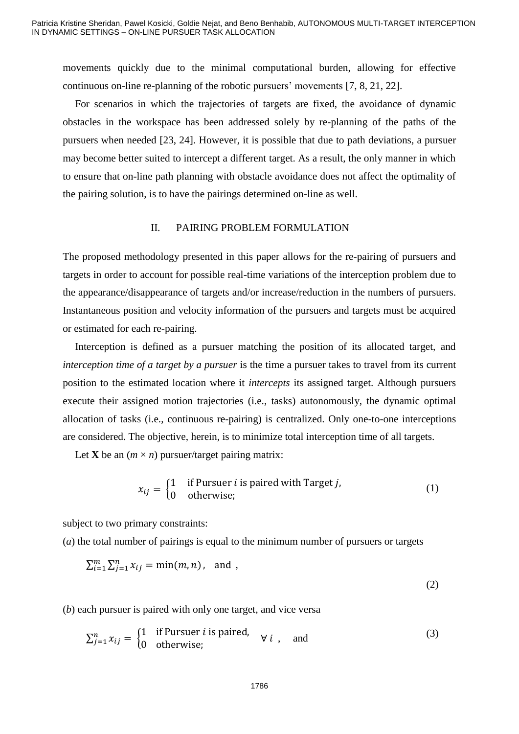movements quickly due to the minimal computational burden, allowing for effective continuous on-line re-planning of the robotic pursuers' movements [7, 8, 21, 22].

For scenarios in which the trajectories of targets are fixed, the avoidance of dynamic obstacles in the workspace has been addressed solely by re-planning of the paths of the pursuers when needed [23, 24]. However, it is possible that due to path deviations, a pursuer may become better suited to intercept a different target. As a result, the only manner in which to ensure that on-line path planning with obstacle avoidance does not affect the optimality of the pairing solution, is to have the pairings determined on-line as well.

## II. PAIRING PROBLEM FORMULATION

The proposed methodology presented in this paper allows for the re-pairing of pursuers and targets in order to account for possible real-time variations of the interception problem due to the appearance/disappearance of targets and/or increase/reduction in the numbers of pursuers. Instantaneous position and velocity information of the pursuers and targets must be acquired or estimated for each re-pairing.

Interception is defined as a pursuer matching the position of its allocated target, and *interception time of a target by a pursuer* is the time a pursuer takes to travel from its current position to the estimated location where it *intercepts* its assigned target. Although pursuers execute their assigned motion trajectories (i.e., tasks) autonomously, the dynamic optimal allocation of tasks (i.e., continuous re-pairing) is centralized. Only one-to-one interceptions are considered. The objective, herein, is to minimize total interception time of all targets.

Let **X** be an ($m \times n$) pursuer/target pairing matrix:

$$x_{ij} = \begin{cases} 1 & \text{if Pursuer } i \text{ is paired with Target } j, \\ 0 & \text{otherwise;} \end{cases} \tag{1}$$

subject to two primary constraints:

(*a*) the total number of pairings is equal to the minimum number of pursuers or targets

$$\sum_{i=1}^{m} \sum_{j=1}^{n} x_{ij} = \min(m, n), \quad \text{and} \ , \tag{2}$$

(*b*) each pursuer is paired with only one target, and vice versa

$$\sum_{j=1}^{n} x_{ij} = \begin{cases} 1 & \text{if Pursuer } i \text{ is paired,} \\ 0 & \text{otherwise;} \end{cases} \quad \forall\, i \ , \quad \text{and} \tag{3}$$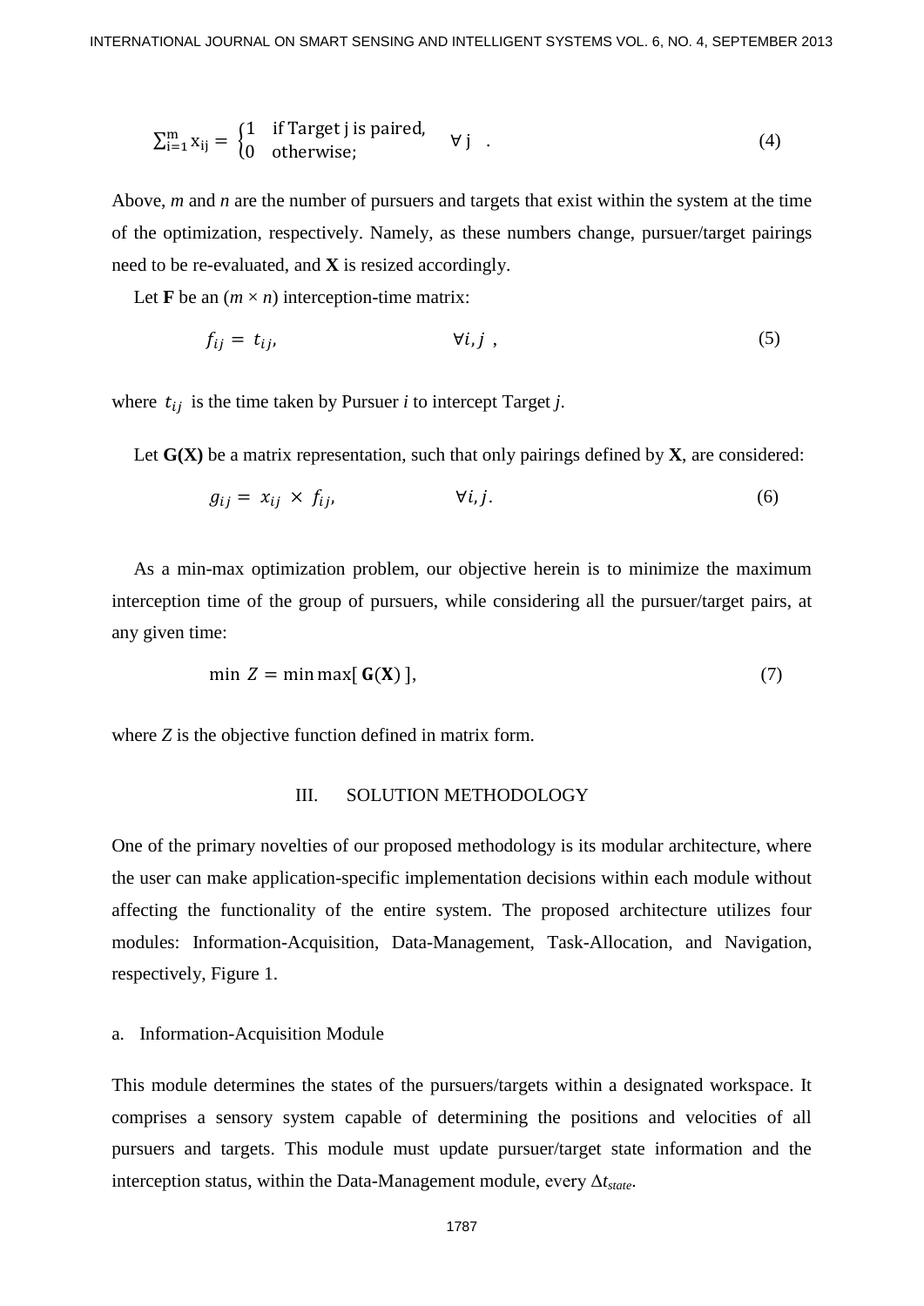$$\sum_{i=1}^{m} x_{ij} = \begin{cases} 1 & \text{if Target j is paired,} \\ 0 & \text{otherwise;} \end{cases} \quad \forall j \quad . \tag{4}$$

Above, *m* and *n* are the number of pursuers and targets that exist within the system at the time of the optimization, respectively. Namely, as these numbers change, pursuer/target pairings need to be re-evaluated, and **X** is resized accordingly.

Let **F** be an ($m \times n$) interception-time matrix:

$$f_{ij} = t_{ij}, \qquad \forall i, j \ , \tag{5}$$

where $t_{ij}$ is the time taken by Pursuer *i* to intercept Target *j*.

Let **G(X)** be a matrix representation, such that only pairings defined by **X**, are considered:

$$g_{ij} = x_{ij} \times f_{ij}, \qquad \forall i, j. \tag{6}$$

As a min-max optimization problem, our objective herein is to minimize the maximum interception time of the group of pursuers, while considering all the pursuer/target pairs, at any given time:

$$\min \ Z = \min \max[\ \mathbf{G}(\mathbf{X})\ ], \tag{7}$$

where *Z* is the objective function defined in matrix form.

## III. SOLUTION METHODOLOGY

One of the primary novelties of our proposed methodology is its modular architecture, where the user can make application-specific implementation decisions within each module without affecting the functionality of the entire system. The proposed architecture utilizes four modules: Information-Acquisition, Data-Management, Task-Allocation, and Navigation, respectively, Figure 1.

### a. Information-Acquisition Module

This module determines the states of the pursuers/targets within a designated workspace. It comprises a sensory system capable of determining the positions and velocities of all pursuers and targets. This module must update pursuer/target state information and the interception status, within the Data-Management module, every $\Delta t_{state}$.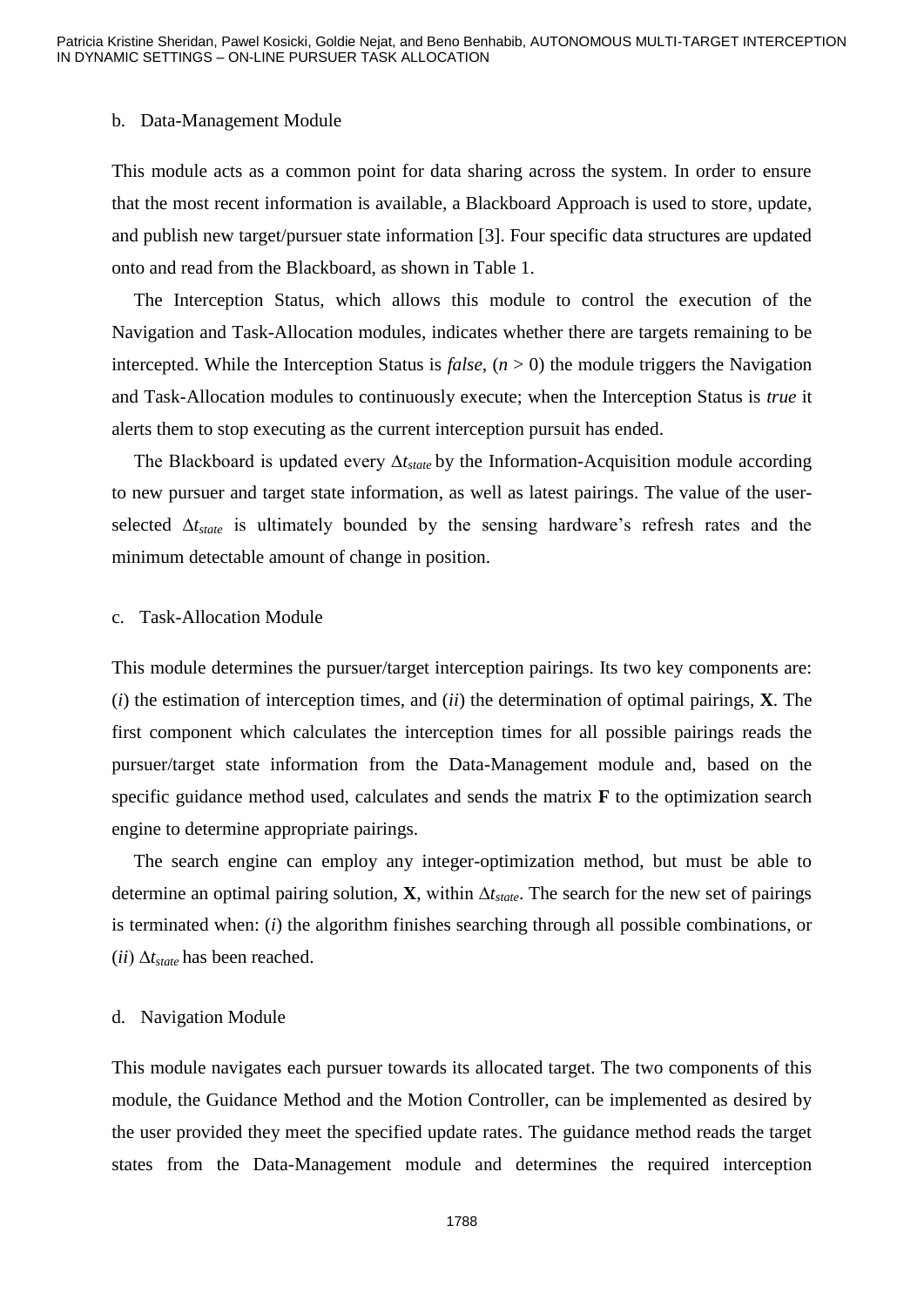b. Data-Management Module

This module acts as a common point for data sharing across the system. In order to ensure that the most recent information is available, a Blackboard Approach is used to store, update, and publish new target/pursuer state information [3]. Four specific data structures are updated onto and read from the Blackboard, as shown in Table 1.

The Interception Status, which allows this module to control the execution of the Navigation and Task-Allocation modules, indicates whether there are targets remaining to be intercepted. While the Interception Status is *false*, ($n > 0$) the module triggers the Navigation and Task-Allocation modules to continuously execute; when the Interception Status is *true* it alerts them to stop executing as the current interception pursuit has ended.

The Blackboard is updated every $\Delta t_{state}$ by the Information-Acquisition module according to new pursuer and target state information, as well as latest pairings. The value of the user-selected $\Delta t_{state}$ is ultimately bounded by the sensing hardware's refresh rates and the minimum detectable amount of change in position.

c. Task-Allocation Module

This module determines the pursuer/target interception pairings. Its two key components are: (*i*) the estimation of interception times, and (*ii*) the determination of optimal pairings, $\mathbf{X}$. The first component which calculates the interception times for all possible pairings reads the pursuer/target state information from the Data-Management module and, based on the specific guidance method used, calculates and sends the matrix $\mathbf{F}$ to the optimization search engine to determine appropriate pairings.

The search engine can employ any integer-optimization method, but must be able to determine an optimal pairing solution, $\mathbf{X}$, within $\Delta t_{state}$. The search for the new set of pairings is terminated when: (*i*) the algorithm finishes searching through all possible combinations, or (*ii*) $\Delta t_{state}$ has been reached.

d. Navigation Module

This module navigates each pursuer towards its allocated target. The two components of this module, the Guidance Method and the Motion Controller, can be implemented as desired by the user provided they meet the specified update rates. The guidance method reads the target states from the Data-Management module and determines the required interception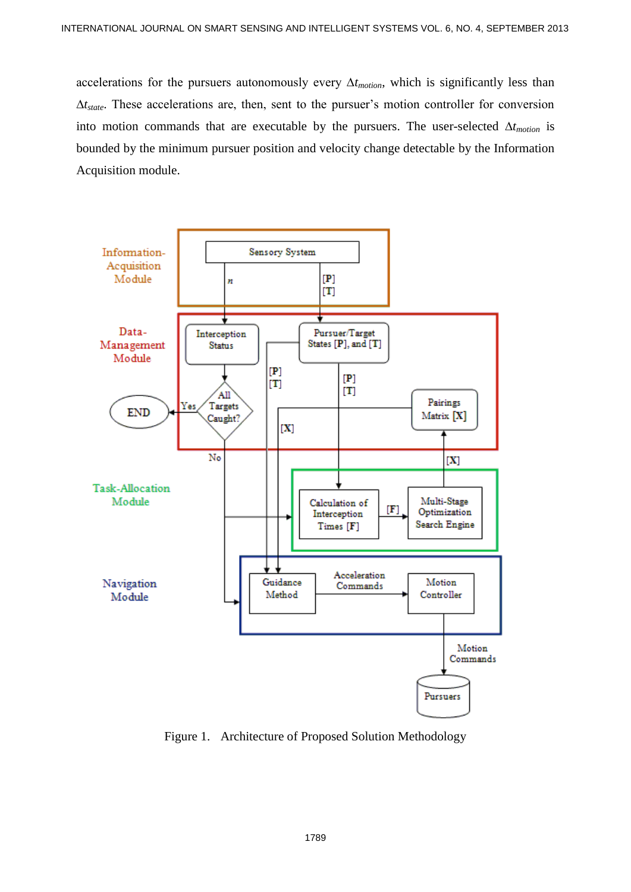accelerations for the pursuers autonomously every $\Delta t_{motion}$, which is significantly less than $\Delta t_{state}$. These accelerations are, then, sent to the pursuer's motion controller for conversion into motion commands that are executable by the pursuers. The user-selected $\Delta t_{motion}$ is bounded by the minimum pursuer position and velocity change detectable by the Information Acquisition module.

Figure 1. Architecture of Proposed Solution Methodology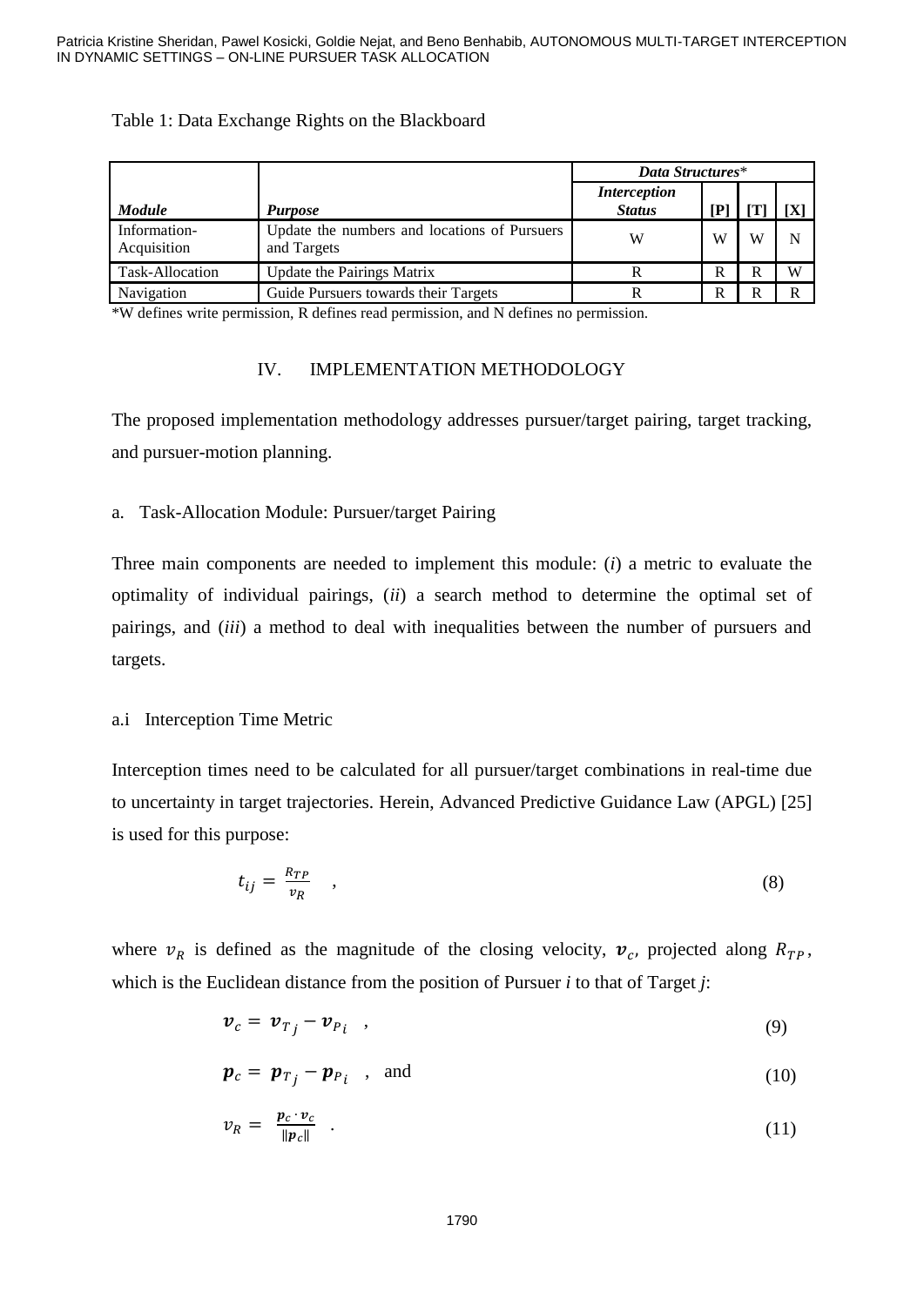Table 1: Data Exchange Rights on the Blackboard

| | | *Data Structures** | | | |
|---|---|---|---|---|---|
| ***Module*** | ***Purpose*** | ***Interception Status*** | **[P]** | **[T]** | **[X]** |
| Information-Acquisition | Update the numbers and locations of Pursuers and Targets | W | W | W | N |
| Task-Allocation | Update the Pairings Matrix | R | R | R | W |
| Navigation | Guide Pursuers towards their Targets | R | R | R | R |

*W defines write permission, R defines read permission, and N defines no permission.

## IV. IMPLEMENTATION METHODOLOGY

The proposed implementation methodology addresses pursuer/target pairing, target tracking, and pursuer-motion planning.

### a. Task-Allocation Module: Pursuer/target Pairing

Three main components are needed to implement this module: (*i*) a metric to evaluate the optimality of individual pairings, (*ii*) a search method to determine the optimal set of pairings, and (*iii*) a method to deal with inequalities between the number of pursuers and targets.

#### a.i Interception Time Metric

Interception times need to be calculated for all pursuer/target combinations in real-time due to uncertainty in target trajectories. Herein, Advanced Predictive Guidance Law (APGL) [25] is used for this purpose:

$$t_{ij} = \frac{R_{TP}}{v_R} \quad , \tag{8}$$

where $v_R$ is defined as the magnitude of the closing velocity, $\boldsymbol{v}_c$, projected along $R_{TP}$, which is the Euclidean distance from the position of Pursuer *i* to that of Target *j*:

$$\boldsymbol{v}_c = \boldsymbol{v}_{T_j} - \boldsymbol{v}_{P_i} \quad , \tag{9}$$

$$\boldsymbol{p}_c = \boldsymbol{p}_{T_j} - \boldsymbol{p}_{P_i} \quad , \quad \text{and} \tag{10}$$

$$v_R = \frac{\boldsymbol{p}_c \cdot \boldsymbol{v}_c}{\|\boldsymbol{p}_c\|} \quad . \tag{11}$$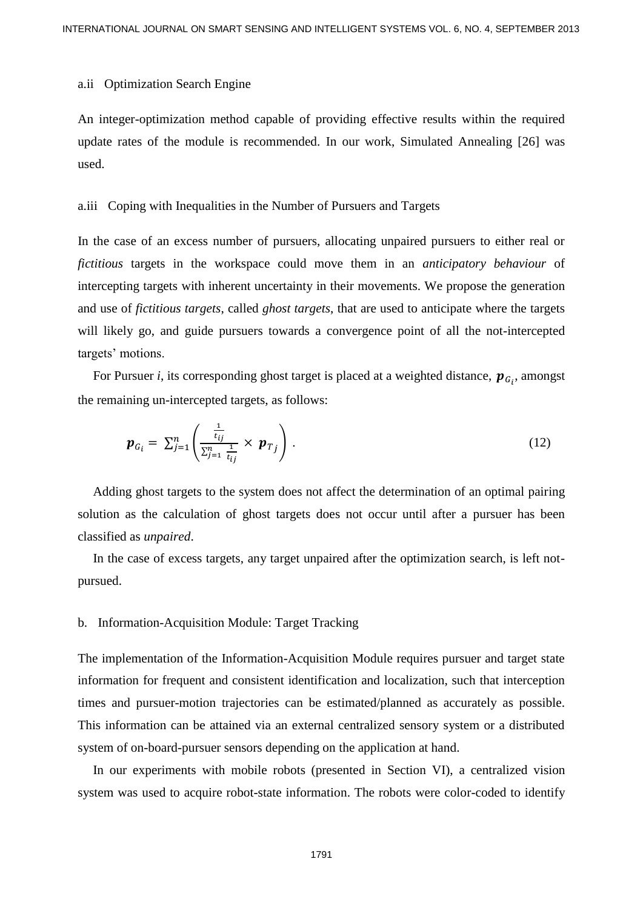a.ii Optimization Search Engine

An integer-optimization method capable of providing effective results within the required update rates of the module is recommended. In our work, Simulated Annealing [26] was used.

a.iii Coping with Inequalities in the Number of Pursuers and Targets

In the case of an excess number of pursuers, allocating unpaired pursuers to either real or *fictitious* targets in the workspace could move them in an *anticipatory behaviour* of intercepting targets with inherent uncertainty in their movements. We propose the generation and use of *fictitious targets*, called *ghost targets*, that are used to anticipate where the targets will likely go, and guide pursuers towards a convergence point of all the not-intercepted targets' motions.

For Pursuer *i*, its corresponding ghost target is placed at a weighted distance, $\boldsymbol{p}_{G_i}$, amongst the remaining un-intercepted targets, as follows:

$$\boldsymbol{p}_{G_i} = \sum_{j=1}^{n} \left( \frac{\frac{1}{t_{ij}}}{\sum_{j=1}^{n} \frac{1}{t_{ij}}} \times \boldsymbol{p}_{T_j} \right) . \tag{12}$$

Adding ghost targets to the system does not affect the determination of an optimal pairing solution as the calculation of ghost targets does not occur until after a pursuer has been classified as *unpaired*.

In the case of excess targets, any target unpaired after the optimization search, is left not-pursued.

b. Information-Acquisition Module: Target Tracking

The implementation of the Information-Acquisition Module requires pursuer and target state information for frequent and consistent identification and localization, such that interception times and pursuer-motion trajectories can be estimated/planned as accurately as possible. This information can be attained via an external centralized sensory system or a distributed system of on-board-pursuer sensors depending on the application at hand.

In our experiments with mobile robots (presented in Section VI), a centralized vision system was used to acquire robot-state information. The robots were color-coded to identify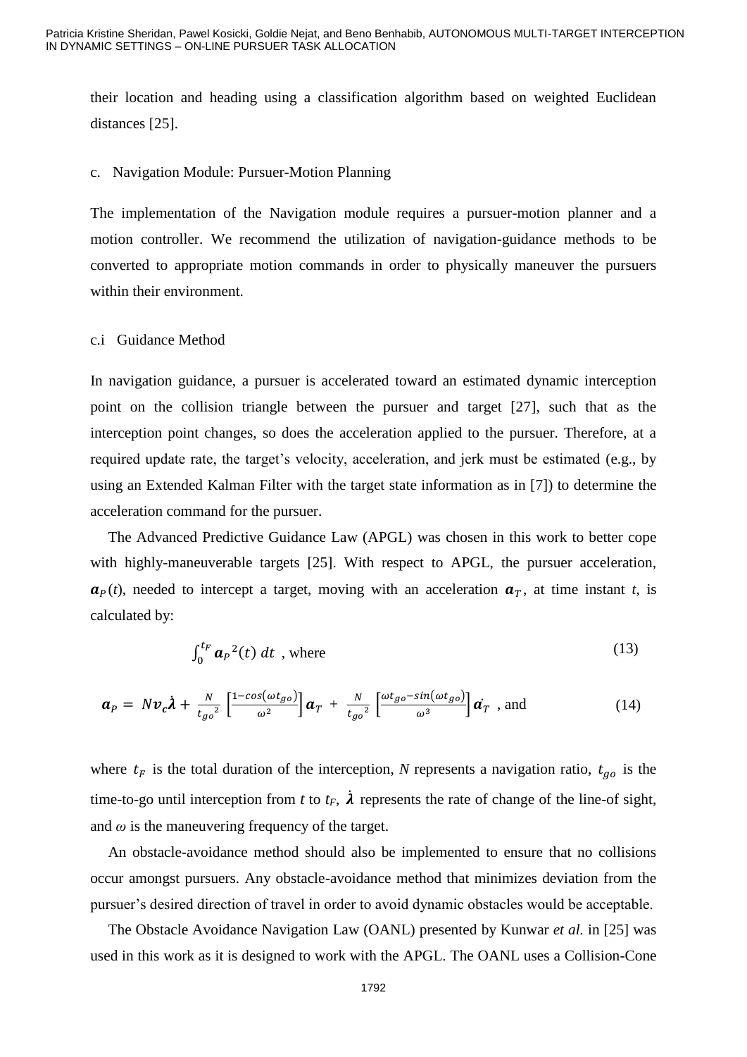their location and heading using a classification algorithm based on weighted Euclidean distances [25].

### c. Navigation Module: Pursuer-Motion Planning

The implementation of the Navigation module requires a pursuer-motion planner and a motion controller. We recommend the utilization of navigation-guidance methods to be converted to appropriate motion commands in order to physically maneuver the pursuers within their environment.

#### c.i Guidance Method

In navigation guidance, a pursuer is accelerated toward an estimated dynamic interception point on the collision triangle between the pursuer and target [27], such that as the interception point changes, so does the acceleration applied to the pursuer. Therefore, at a required update rate, the target's velocity, acceleration, and jerk must be estimated (e.g., by using an Extended Kalman Filter with the target state information as in [7]) to determine the acceleration command for the pursuer.

The Advanced Predictive Guidance Law (APGL) was chosen in this work to better cope with highly-maneuverable targets [25]. With respect to APGL, the pursuer acceleration, $\boldsymbol{a}_P(t)$, needed to intercept a target, moving with an acceleration $\boldsymbol{a}_T$, at time instant $t$, is calculated by:

$$\int_0^{t_F} \boldsymbol{a}_P{}^2(t)\, dt \quad \text{, where} \tag{13}$$

$$\boldsymbol{a}_P = N\boldsymbol{v_c}\dot{\boldsymbol{\lambda}} + \frac{N}{t_{go}{}^2}\left[\frac{1-cos(\omega t_{go})}{\omega^2}\right]\boldsymbol{a}_T + \frac{N}{t_{go}{}^2}\left[\frac{\omega t_{go}-sin(\omega t_{go})}{\omega^3}\right]\dot{\boldsymbol{a}_T} \quad \text{, and} \tag{14}$$

where $t_F$ is the total duration of the interception, $N$ represents a navigation ratio, $t_{go}$ is the time-to-go until interception from $t$ to $t_F$, $\dot{\boldsymbol{\lambda}}$ represents the rate of change of the line-of sight, and $\omega$ is the maneuvering frequency of the target.

An obstacle-avoidance method should also be implemented to ensure that no collisions occur amongst pursuers. Any obstacle-avoidance method that minimizes deviation from the pursuer's desired direction of travel in order to avoid dynamic obstacles would be acceptable.

The Obstacle Avoidance Navigation Law (OANL) presented by Kunwar *et al.* in [25] was used in this work as it is designed to work with the APGL. The OANL uses a Collision-Cone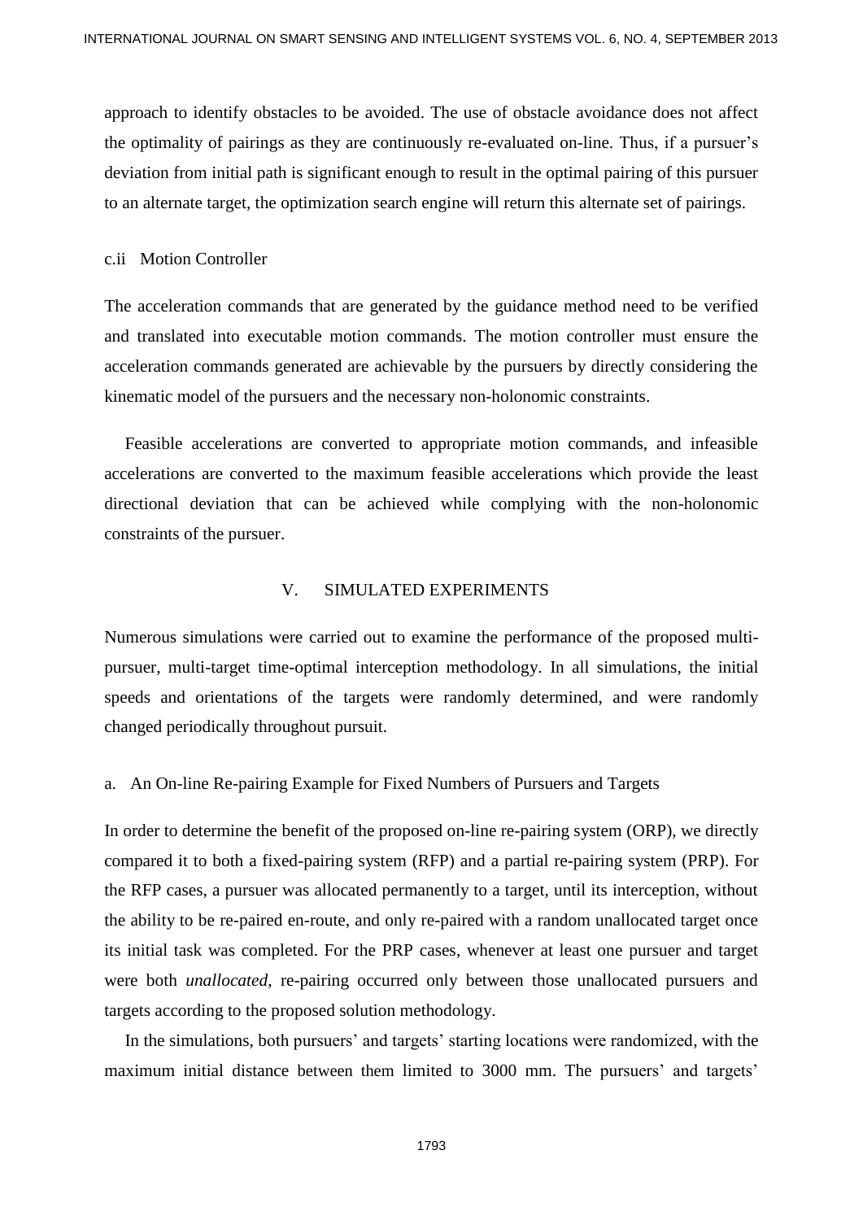approach to identify obstacles to be avoided. The use of obstacle avoidance does not affect the optimality of pairings as they are continuously re-evaluated on-line. Thus, if a pursuer's deviation from initial path is significant enough to result in the optimal pairing of this pursuer to an alternate target, the optimization search engine will return this alternate set of pairings.

#### c.ii Motion Controller

The acceleration commands that are generated by the guidance method need to be verified and translated into executable motion commands. The motion controller must ensure the acceleration commands generated are achievable by the pursuers by directly considering the kinematic model of the pursuers and the necessary non-holonomic constraints.

Feasible accelerations are converted to appropriate motion commands, and infeasible accelerations are converted to the maximum feasible accelerations which provide the least directional deviation that can be achieved while complying with the non-holonomic constraints of the pursuer.

## V. SIMULATED EXPERIMENTS

Numerous simulations were carried out to examine the performance of the proposed multi-pursuer, multi-target time-optimal interception methodology. In all simulations, the initial speeds and orientations of the targets were randomly determined, and were randomly changed periodically throughout pursuit.

### a. An On-line Re-pairing Example for Fixed Numbers of Pursuers and Targets

In order to determine the benefit of the proposed on-line re-pairing system (ORP), we directly compared it to both a fixed-pairing system (RFP) and a partial re-pairing system (PRP). For the RFP cases, a pursuer was allocated permanently to a target, until its interception, without the ability to be re-paired en-route, and only re-paired with a random unallocated target once its initial task was completed. For the PRP cases, whenever at least one pursuer and target were both *unallocated*, re-pairing occurred only between those unallocated pursuers and targets according to the proposed solution methodology.

In the simulations, both pursuers' and targets' starting locations were randomized, with the maximum initial distance between them limited to 3000 mm. The pursuers' and targets'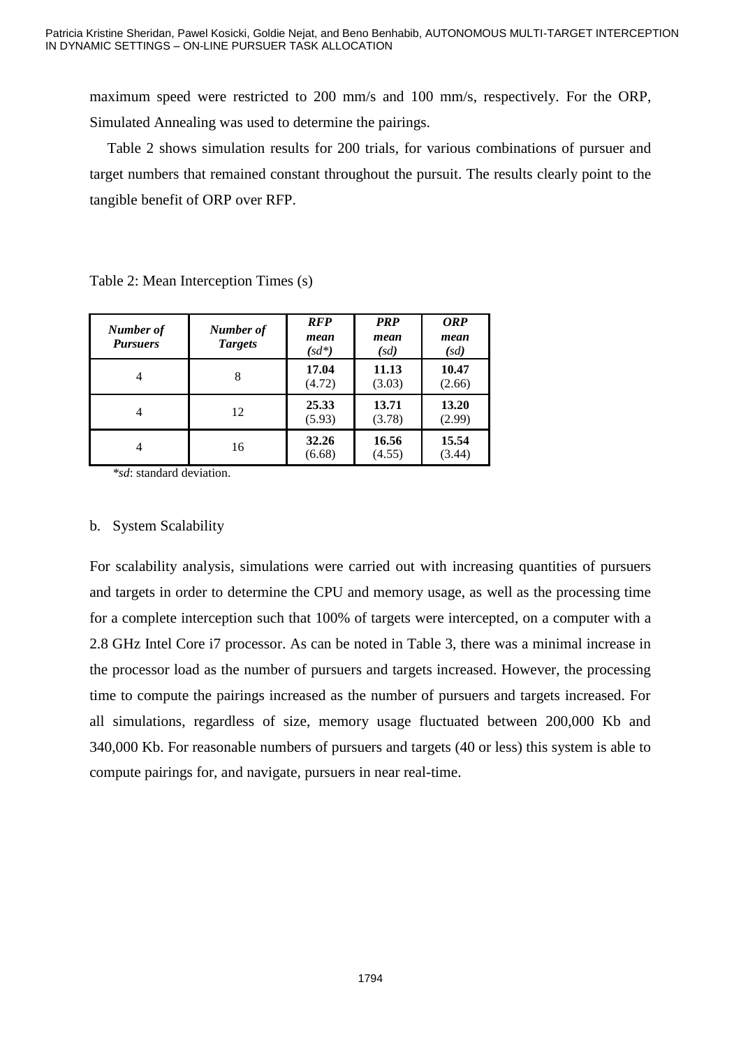maximum speed were restricted to 200 mm/s and 100 mm/s, respectively. For the ORP, Simulated Annealing was used to determine the pairings.

Table 2 shows simulation results for 200 trials, for various combinations of pursuer and target numbers that remained constant throughout the pursuit. The results clearly point to the tangible benefit of ORP over RFP.

Table 2: Mean Interception Times (s)

| ***Number of Pursuers*** | ***Number of Targets*** | ***RFP mean (sd\*)*** | ***PRP mean (sd)*** | ***ORP mean (sd)*** |
|---|---|---|---|---|
| 4 | 8 | **17.04** (4.72) | **11.13** (3.03) | **10.47** (2.66) |
| 4 | 12 | **25.33** (5.93) | **13.71** (3.78) | **13.20** (2.99) |
| 4 | 16 | **32.26** (6.68) | **16.56** (4.55) | **15.54** (3.44) |

*\*sd*: standard deviation.

b. System Scalability

For scalability analysis, simulations were carried out with increasing quantities of pursuers and targets in order to determine the CPU and memory usage, as well as the processing time for a complete interception such that 100% of targets were intercepted, on a computer with a 2.8 GHz Intel Core i7 processor. As can be noted in Table 3, there was a minimal increase in the processor load as the number of pursuers and targets increased. However, the processing time to compute the pairings increased as the number of pursuers and targets increased. For all simulations, regardless of size, memory usage fluctuated between 200,000 Kb and 340,000 Kb. For reasonable numbers of pursuers and targets (40 or less) this system is able to compute pairings for, and navigate, pursuers in near real-time.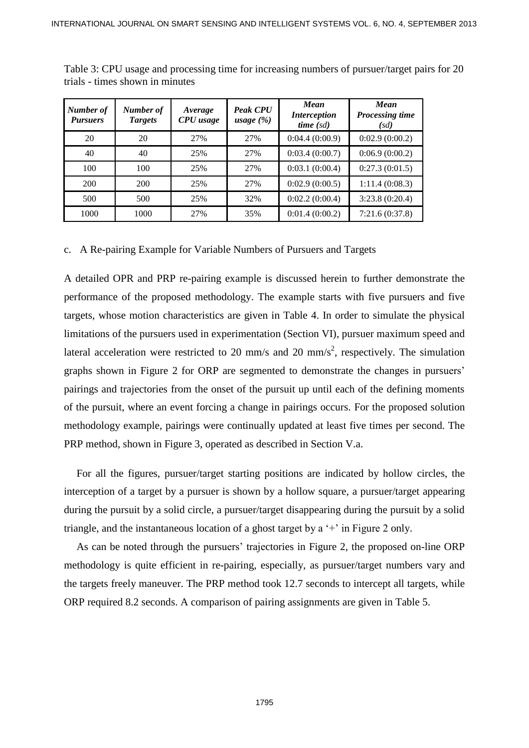Table 3: CPU usage and processing time for increasing numbers of pursuer/target pairs for 20 trials - times shown in minutes

| *Number of Pursuers* | *Number of Targets* | *Average CPU usage* | *Peak CPU usage (%)* | *Mean Interception time (sd)* | *Mean Processing time (sd)* |
|---|---|---|---|---|---|
| 20 | 20 | 27% | 27% | 0:04.4 (0:00.9) | 0:02.9 (0:00.2) |
| 40 | 40 | 25% | 27% | 0:03.4 (0:00.7) | 0:06.9 (0:00.2) |
| 100 | 100 | 25% | 27% | 0:03.1 (0:00.4) | 0:27.3 (0:01.5) |
| 200 | 200 | 25% | 27% | 0:02.9 (0:00.5) | 1:11.4 (0:08.3) |
| 500 | 500 | 25% | 32% | 0:02.2 (0:00.4) | 3:23.8 (0:20.4) |
| 1000 | 1000 | 27% | 35% | 0:01.4 (0:00.2) | 7:21.6 (0:37.8) |

c. A Re-pairing Example for Variable Numbers of Pursuers and Targets

A detailed OPR and PRP re-pairing example is discussed herein to further demonstrate the performance of the proposed methodology. The example starts with five pursuers and five targets, whose motion characteristics are given in Table 4. In order to simulate the physical limitations of the pursuers used in experimentation (Section VI), pursuer maximum speed and lateral acceleration were restricted to 20 mm/s and 20 mm/s$^2$, respectively. The simulation graphs shown in Figure 2 for ORP are segmented to demonstrate the changes in pursuers' pairings and trajectories from the onset of the pursuit up until each of the defining moments of the pursuit, where an event forcing a change in pairings occurs. For the proposed solution methodology example, pairings were continually updated at least five times per second. The PRP method, shown in Figure 3, operated as described in Section V.a.

For all the figures, pursuer/target starting positions are indicated by hollow circles, the interception of a target by a pursuer is shown by a hollow square, a pursuer/target appearing during the pursuit by a solid circle, a pursuer/target disappearing during the pursuit by a solid triangle, and the instantaneous location of a ghost target by a '+' in Figure 2 only.

As can be noted through the pursuers' trajectories in Figure 2, the proposed on-line ORP methodology is quite efficient in re-pairing, especially, as pursuer/target numbers vary and the targets freely maneuver. The PRP method took 12.7 seconds to intercept all targets, while ORP required 8.2 seconds. A comparison of pairing assignments are given in Table 5.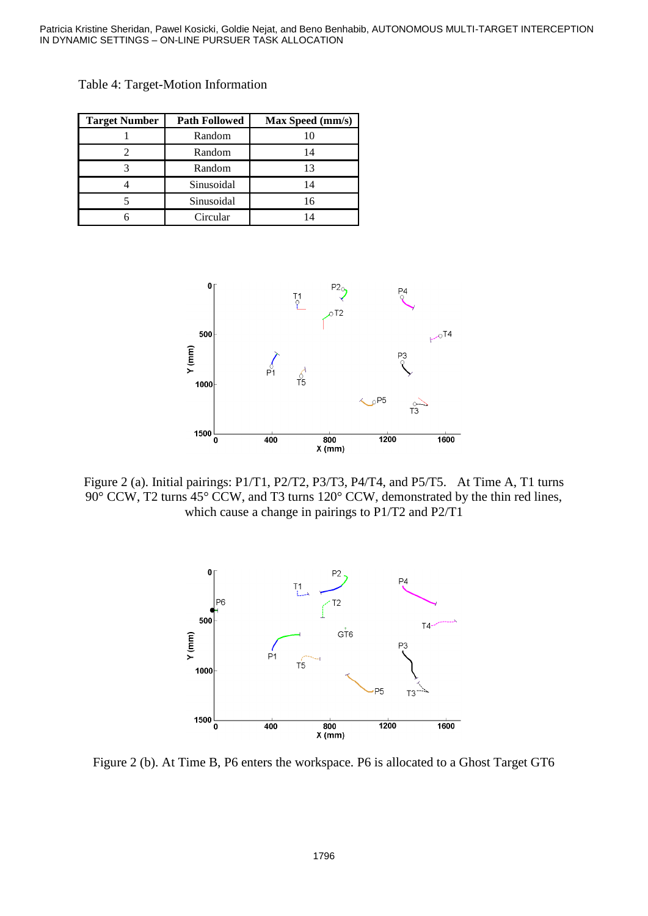Table 4: Target-Motion Information

| Target Number | Path Followed | Max Speed (mm/s) |
|---|---|---|
| 1 | Random | 10 |
| 2 | Random | 14 |
| 3 | Random | 13 |
| 4 | Sinusoidal | 14 |
| 5 | Sinusoidal | 16 |
| 6 | Circular | 14 |

Figure 2 (a). Initial pairings: P1/T1, P2/T2, P3/T3, P4/T4, and P5/T5. At Time A, T1 turns 90° CCW, T2 turns 45° CCW, and T3 turns 120° CCW, demonstrated by the thin red lines, which cause a change in pairings to P1/T2 and P2/T1

Figure 2 (b). At Time B, P6 enters the workspace. P6 is allocated to a Ghost Target GT6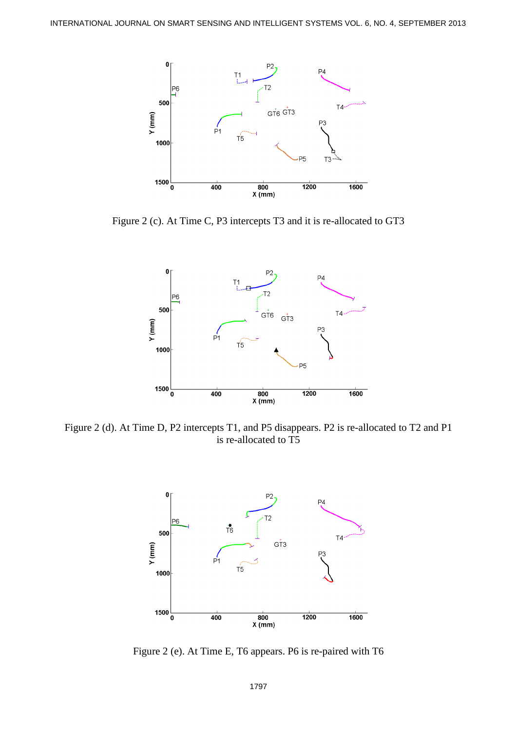Figure 2 (c). At Time C, P3 intercepts T3 and it is re-allocated to GT3

Figure 2 (d). At Time D, P2 intercepts T1, and P5 disappears. P2 is re-allocated to T2 and P1 is re-allocated to T5

Figure 2 (e). At Time E, T6 appears. P6 is re-paired with T6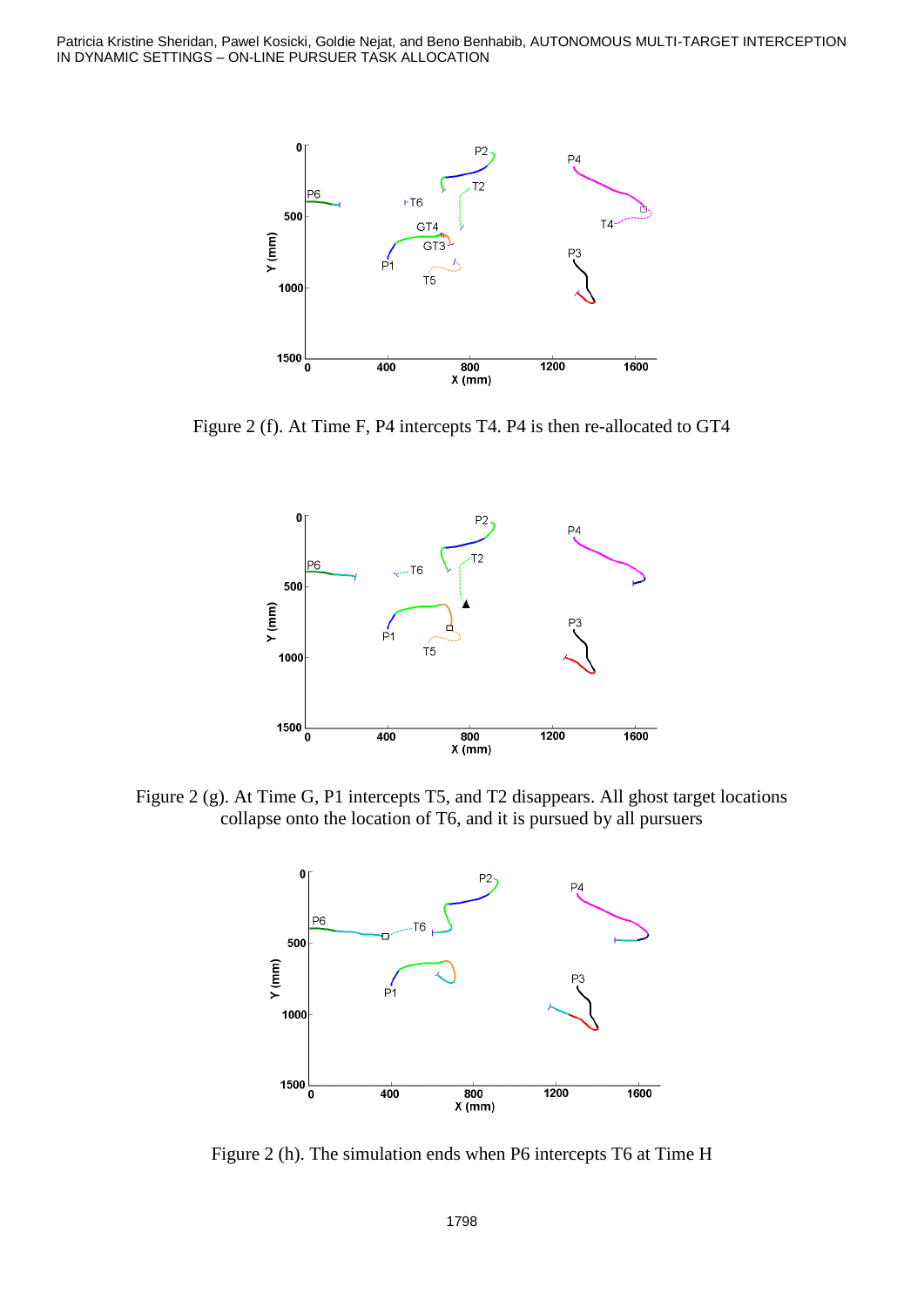Figure 2 (f). At Time F, P4 intercepts T4. P4 is then re-allocated to GT4

Figure 2 (g). At Time G, P1 intercepts T5, and T2 disappears. All ghost target locations collapse onto the location of T6, and it is pursued by all pursuers

Figure 2 (h). The simulation ends when P6 intercepts T6 at Time H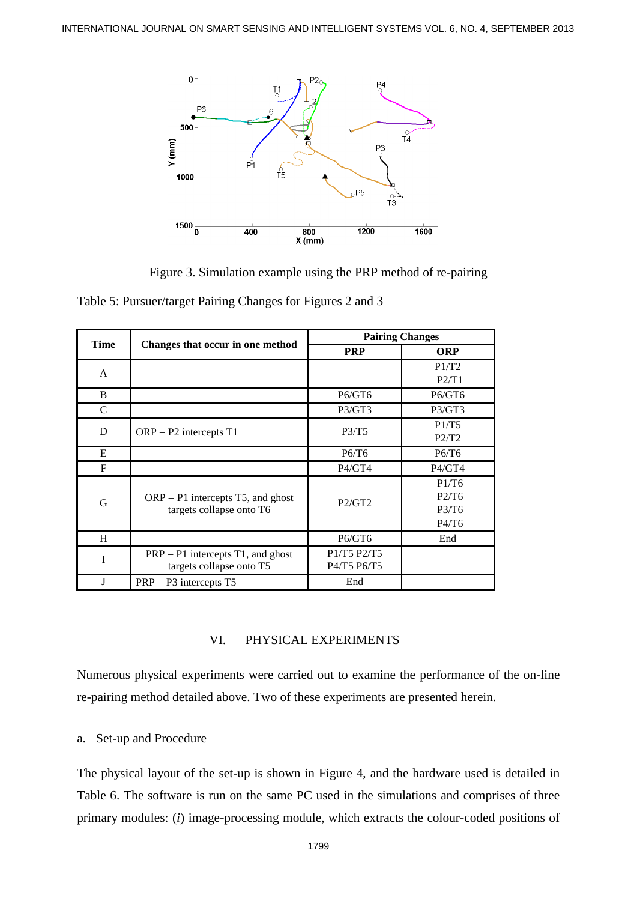Figure 3. Simulation example using the PRP method of re-pairing

Table 5: Pursuer/target Pairing Changes for Figures 2 and 3

| Time | Changes that occur in one method | Pairing Changes | |
|---|---|---|---|
| | | PRP | ORP |
| A | | | P1/T2 P2/T1 |
| B | | P6/GT6 | P6/GT6 |
| C | | P3/GT3 | P3/GT3 |
| D | ORP – P2 intercepts T1 | P3/T5 | P1/T5 P2/T2 |
| E | | P6/T6 | P6/T6 |
| F | | P4/GT4 | P4/GT4 |
| G | ORP – P1 intercepts T5, and ghost targets collapse onto T6 | P2/GT2 | P1/T6 P2/T6 P3/T6 P4/T6 |
| H | | P6/GT6 | End |
| I | PRP – P1 intercepts T1, and ghost targets collapse onto T5 | P1/T5 P2/T5 P4/T5 P6/T5 | |
| J | PRP – P3 intercepts T5 | End | |

## VI. PHYSICAL EXPERIMENTS

Numerous physical experiments were carried out to examine the performance of the on-line re-pairing method detailed above. Two of these experiments are presented herein.

### a. Set-up and Procedure

The physical layout of the set-up is shown in Figure 4, and the hardware used is detailed in Table 6. The software is run on the same PC used in the simulations and comprises of three primary modules: (*i*) image-processing module, which extracts the colour-coded positions of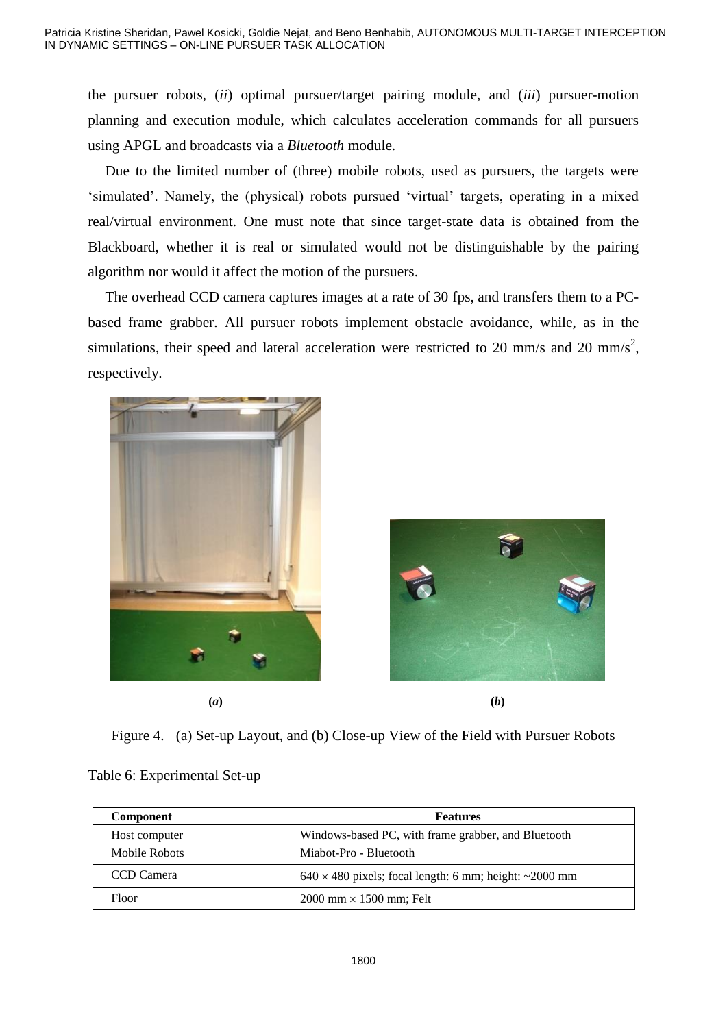the pursuer robots, (*ii*) optimal pursuer/target pairing module, and (*iii*) pursuer-motion planning and execution module, which calculates acceleration commands for all pursuers using APGL and broadcasts via a *Bluetooth* module.

Due to the limited number of (three) mobile robots, used as pursuers, the targets were 'simulated'. Namely, the (physical) robots pursued 'virtual' targets, operating in a mixed real/virtual environment. One must note that since target-state data is obtained from the Blackboard, whether it is real or simulated would not be distinguishable by the pairing algorithm nor would it affect the motion of the pursuers.

The overhead CCD camera captures images at a rate of 30 fps, and transfers them to a PC-based frame grabber. All pursuer robots implement obstacle avoidance, while, as in the simulations, their speed and lateral acceleration were restricted to 20 mm/s and 20 mm/s$^2$, respectively.

**(*a*)** **(*b*)**

Figure 4. (a) Set-up Layout, and (b) Close-up View of the Field with Pursuer Robots

Table 6: Experimental Set-up

| Component | Features |
|---|---|
| Host computer<br>Mobile Robots | Windows-based PC, with frame grabber, and Bluetooth<br>Miabot-Pro - Bluetooth |
| CCD Camera | 640 × 480 pixels; focal length: 6 mm; height: ~2000 mm |
| Floor | 2000 mm × 1500 mm; Felt |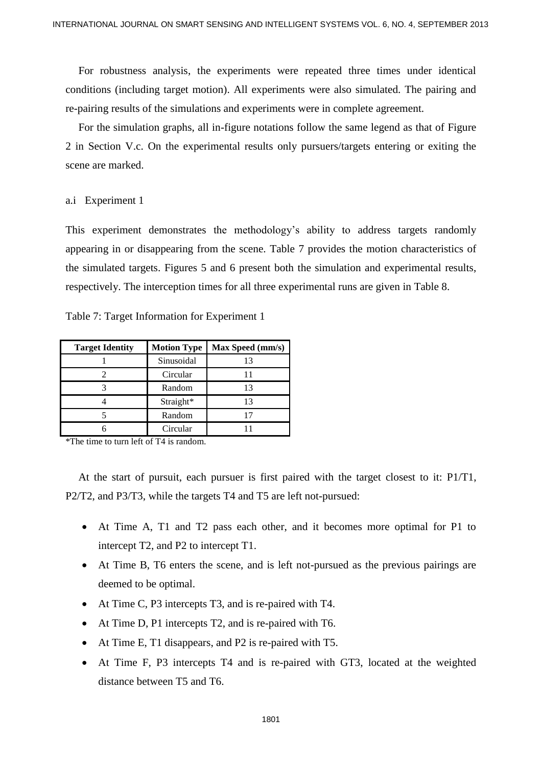For robustness analysis, the experiments were repeated three times under identical conditions (including target motion). All experiments were also simulated. The pairing and re-pairing results of the simulations and experiments were in complete agreement.

For the simulation graphs, all in-figure notations follow the same legend as that of Figure 2 in Section V.c. On the experimental results only pursuers/targets entering or exiting the scene are marked.

a.i Experiment 1

This experiment demonstrates the methodology's ability to address targets randomly appearing in or disappearing from the scene. Table 7 provides the motion characteristics of the simulated targets. Figures 5 and 6 present both the simulation and experimental results, respectively. The interception times for all three experimental runs are given in Table 8.

Table 7: Target Information for Experiment 1

| Target Identity | Motion Type | Max Speed (mm/s) |
|---|---|---|
| 1 | Sinusoidal | 13 |
| 2 | Circular | 11 |
| 3 | Random | 13 |
| 4 | Straight* | 13 |
| 5 | Random | 17 |
| 6 | Circular | 11 |

*The time to turn left of T4 is random.

At the start of pursuit, each pursuer is first paired with the target closest to it: P1/T1, P2/T2, and P3/T3, while the targets T4 and T5 are left not-pursued:

- At Time A, T1 and T2 pass each other, and it becomes more optimal for P1 to intercept T2, and P2 to intercept T1.
- At Time B, T6 enters the scene, and is left not-pursued as the previous pairings are deemed to be optimal.
- At Time C, P3 intercepts T3, and is re-paired with T4.
- At Time D, P1 intercepts T2, and is re-paired with T6.
- At Time E, T1 disappears, and P2 is re-paired with T5.
- At Time F, P3 intercepts T4 and is re-paired with GT3, located at the weighted distance between T5 and T6.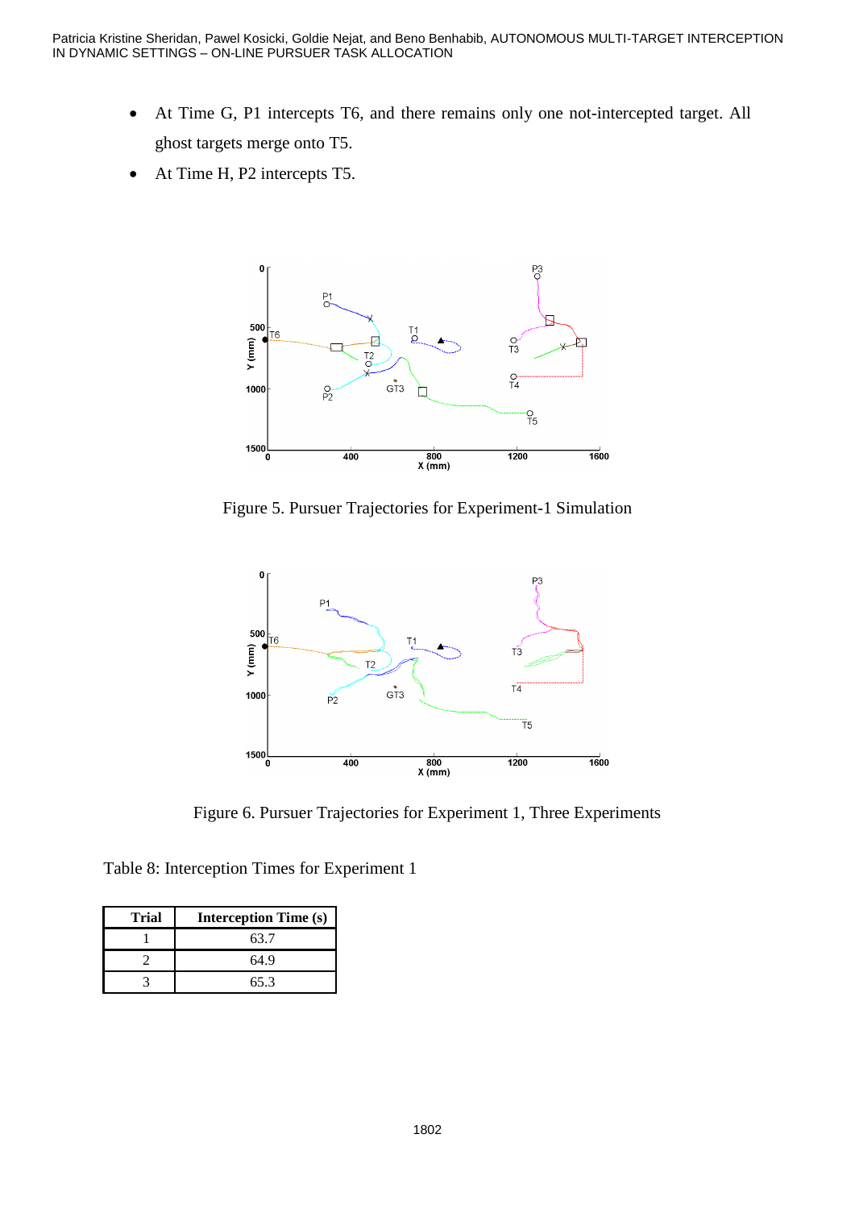- At Time G, P1 intercepts T6, and there remains only one not-intercepted target. All ghost targets merge onto T5.
- At Time H, P2 intercepts T5.

Figure 5. Pursuer Trajectories for Experiment-1 Simulation

Figure 6. Pursuer Trajectories for Experiment 1, Three Experiments

Table 8: Interception Times for Experiment 1

| Trial | Interception Time (s) |
|---|---|
| 1 | 63.7 |
| 2 | 64.9 |
| 3 | 65.3 |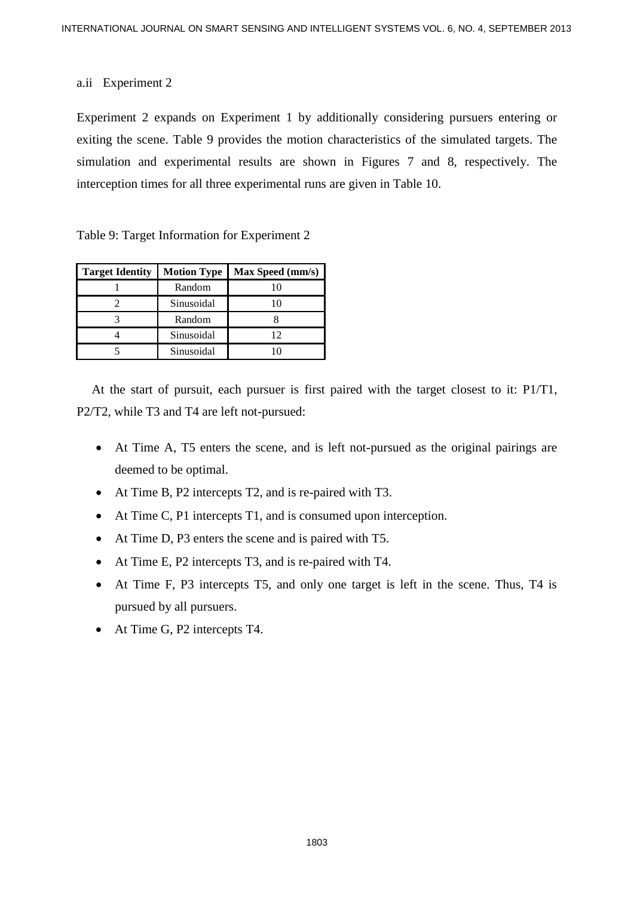a.ii Experiment 2

Experiment 2 expands on Experiment 1 by additionally considering pursuers entering or exiting the scene. Table 9 provides the motion characteristics of the simulated targets. The simulation and experimental results are shown in Figures 7 and 8, respectively. The interception times for all three experimental runs are given in Table 10.

Table 9: Target Information for Experiment 2

| Target Identity | Motion Type | Max Speed (mm/s) |
|---|---|---|
| 1 | Random | 10 |
| 2 | Sinusoidal | 10 |
| 3 | Random | 8 |
| 4 | Sinusoidal | 12 |
| 5 | Sinusoidal | 10 |

At the start of pursuit, each pursuer is first paired with the target closest to it: P1/T1, P2/T2, while T3 and T4 are left not-pursued:

- At Time A, T5 enters the scene, and is left not-pursued as the original pairings are deemed to be optimal.
- At Time B, P2 intercepts T2, and is re-paired with T3.
- At Time C, P1 intercepts T1, and is consumed upon interception.
- At Time D, P3 enters the scene and is paired with T5.
- At Time E, P2 intercepts T3, and is re-paired with T4.
- At Time F, P3 intercepts T5, and only one target is left in the scene. Thus, T4 is pursued by all pursuers.
- At Time G, P2 intercepts T4.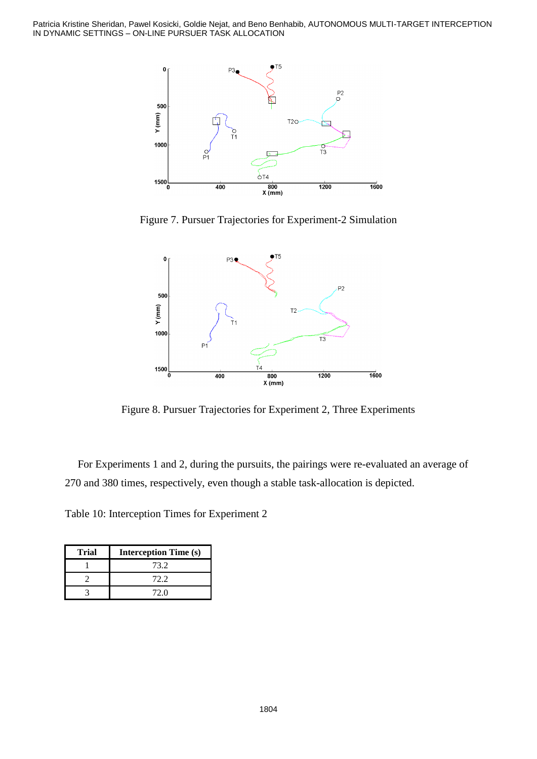Figure 7. Pursuer Trajectories for Experiment-2 Simulation

Figure 8. Pursuer Trajectories for Experiment 2, Three Experiments

For Experiments 1 and 2, during the pursuits, the pairings were re-evaluated an average of 270 and 380 times, respectively, even though a stable task-allocation is depicted.

Table 10: Interception Times for Experiment 2

| Trial | Interception Time (s) |
|---|---|
| 1 | 73.2 |
| 2 | 72.2 |
| 3 | 72.0 |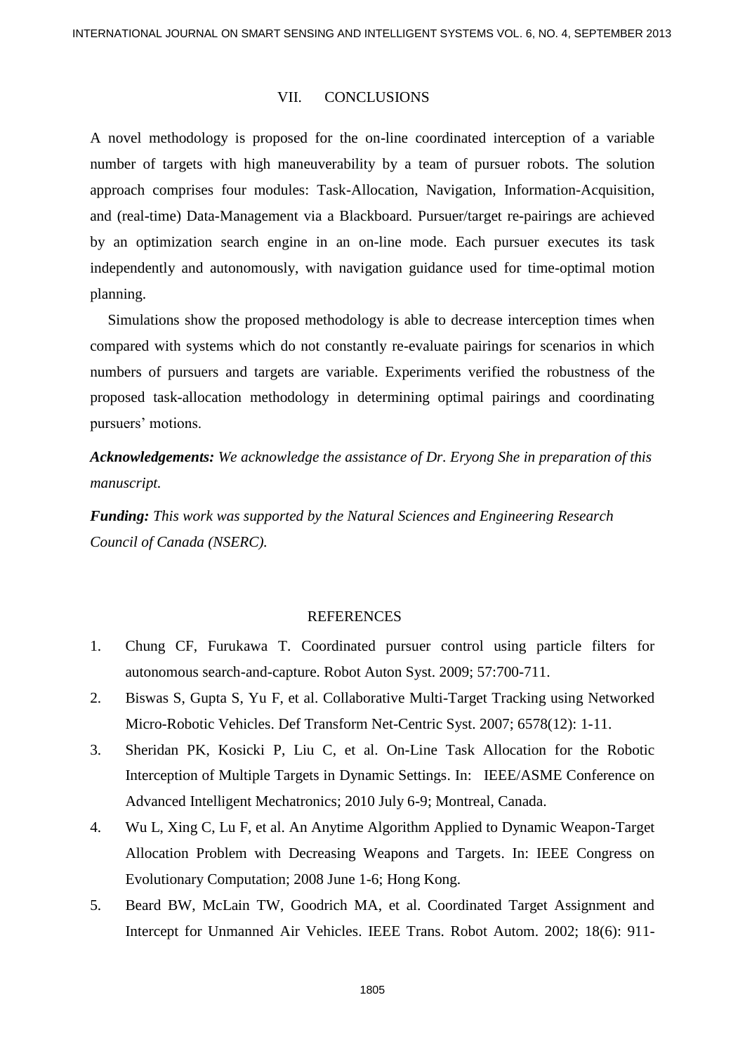## VII. CONCLUSIONS

A novel methodology is proposed for the on-line coordinated interception of a variable number of targets with high maneuverability by a team of pursuer robots. The solution approach comprises four modules: Task-Allocation, Navigation, Information-Acquisition, and (real-time) Data-Management via a Blackboard. Pursuer/target re-pairings are achieved by an optimization search engine in an on-line mode. Each pursuer executes its task independently and autonomously, with navigation guidance used for time-optimal motion planning.

Simulations show the proposed methodology is able to decrease interception times when compared with systems which do not constantly re-evaluate pairings for scenarios in which numbers of pursuers and targets are variable. Experiments verified the robustness of the proposed task-allocation methodology in determining optimal pairings and coordinating pursuers' motions.

***Acknowledgements:*** *We acknowledge the assistance of Dr. Eryong She in preparation of this manuscript.*

***Funding:*** *This work was supported by the Natural Sciences and Engineering Research Council of Canada (NSERC).*

## REFERENCES

1. Chung CF, Furukawa T. Coordinated pursuer control using particle filters for autonomous search-and-capture. Robot Auton Syst. 2009; 57:700-711.
2. Biswas S, Gupta S, Yu F, et al. Collaborative Multi-Target Tracking using Networked Micro-Robotic Vehicles. Def Transform Net-Centric Syst. 2007; 6578(12): 1-11.
3. Sheridan PK, Kosicki P, Liu C, et al. On-Line Task Allocation for the Robotic Interception of Multiple Targets in Dynamic Settings. In: IEEE/ASME Conference on Advanced Intelligent Mechatronics; 2010 July 6-9; Montreal, Canada.
4. Wu L, Xing C, Lu F, et al. An Anytime Algorithm Applied to Dynamic Weapon-Target Allocation Problem with Decreasing Weapons and Targets. In: IEEE Congress on Evolutionary Computation; 2008 June 1-6; Hong Kong.
5. Beard BW, McLain TW, Goodrich MA, et al. Coordinated Target Assignment and Intercept for Unmanned Air Vehicles. IEEE Trans. Robot Autom. 2002; 18(6): 911-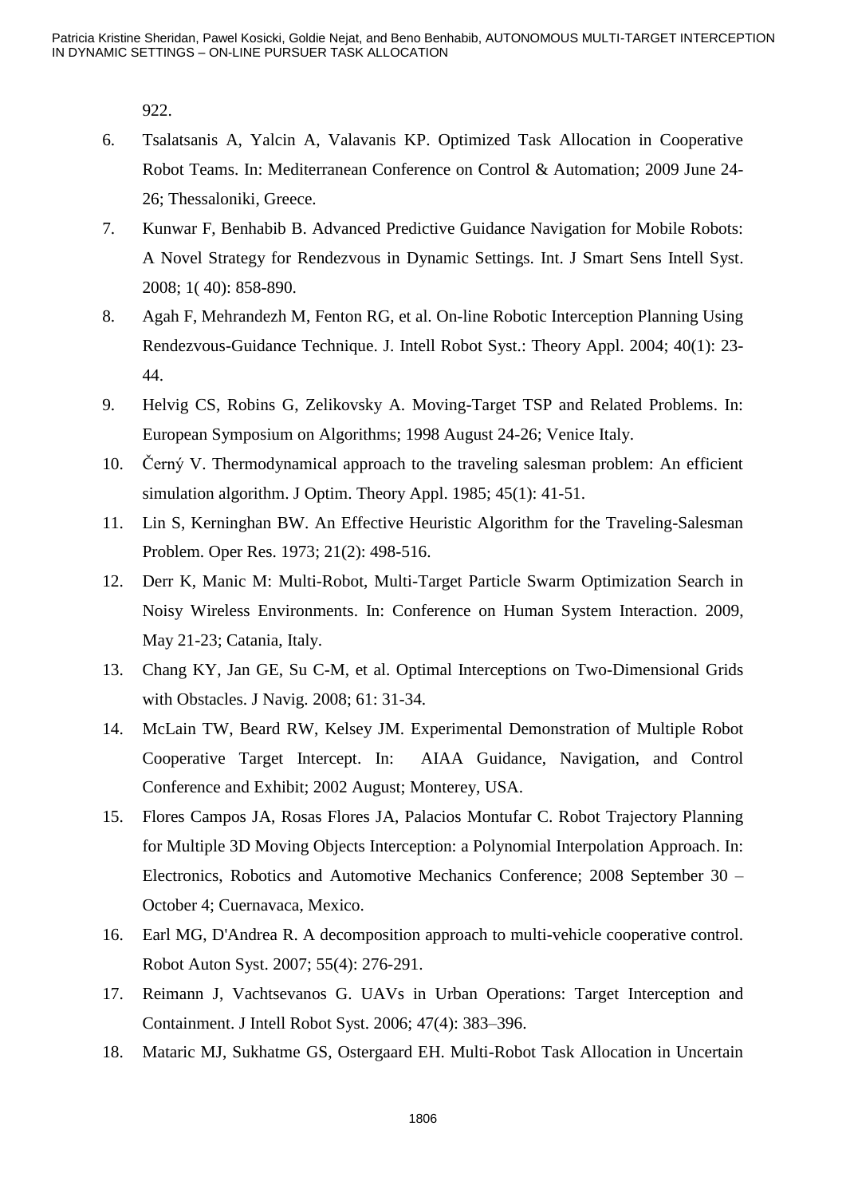922.

6. Tsalatsanis A, Yalcin A, Valavanis KP. Optimized Task Allocation in Cooperative Robot Teams. In: Mediterranean Conference on Control & Automation; 2009 June 24-26; Thessaloniki, Greece.
7. Kunwar F, Benhabib B. Advanced Predictive Guidance Navigation for Mobile Robots: A Novel Strategy for Rendezvous in Dynamic Settings. Int. J Smart Sens Intell Syst. 2008; 1( 40): 858-890.
8. Agah F, Mehrandezh M, Fenton RG, et al. On-line Robotic Interception Planning Using Rendezvous-Guidance Technique. J. Intell Robot Syst.: Theory Appl. 2004; 40(1): 23-44.
9. Helvig CS, Robins G, Zelikovsky A. Moving-Target TSP and Related Problems. In: European Symposium on Algorithms; 1998 August 24-26; Venice Italy.
10. Černý V. Thermodynamical approach to the traveling salesman problem: An efficient simulation algorithm. J Optim. Theory Appl. 1985; 45(1): 41-51.
11. Lin S, Kerninghan BW. An Effective Heuristic Algorithm for the Traveling-Salesman Problem. Oper Res. 1973; 21(2): 498-516.
12. Derr K, Manic M: Multi-Robot, Multi-Target Particle Swarm Optimization Search in Noisy Wireless Environments. In: Conference on Human System Interaction. 2009, May 21-23; Catania, Italy.
13. Chang KY, Jan GE, Su C-M, et al. Optimal Interceptions on Two-Dimensional Grids with Obstacles. J Navig. 2008; 61: 31-34.
14. McLain TW, Beard RW, Kelsey JM. Experimental Demonstration of Multiple Robot Cooperative Target Intercept. In: AIAA Guidance, Navigation, and Control Conference and Exhibit; 2002 August; Monterey, USA.
15. Flores Campos JA, Rosas Flores JA, Palacios Montufar C. Robot Trajectory Planning for Multiple 3D Moving Objects Interception: a Polynomial Interpolation Approach. In: Electronics, Robotics and Automotive Mechanics Conference; 2008 September 30 – October 4; Cuernavaca, Mexico.
16. Earl MG, D'Andrea R. A decomposition approach to multi-vehicle cooperative control. Robot Auton Syst. 2007; 55(4): 276-291.
17. Reimann J, Vachtsevanos G. UAVs in Urban Operations: Target Interception and Containment. J Intell Robot Syst. 2006; 47(4): 383–396.
18. Mataric MJ, Sukhatme GS, Ostergaard EH. Multi-Robot Task Allocation in Uncertain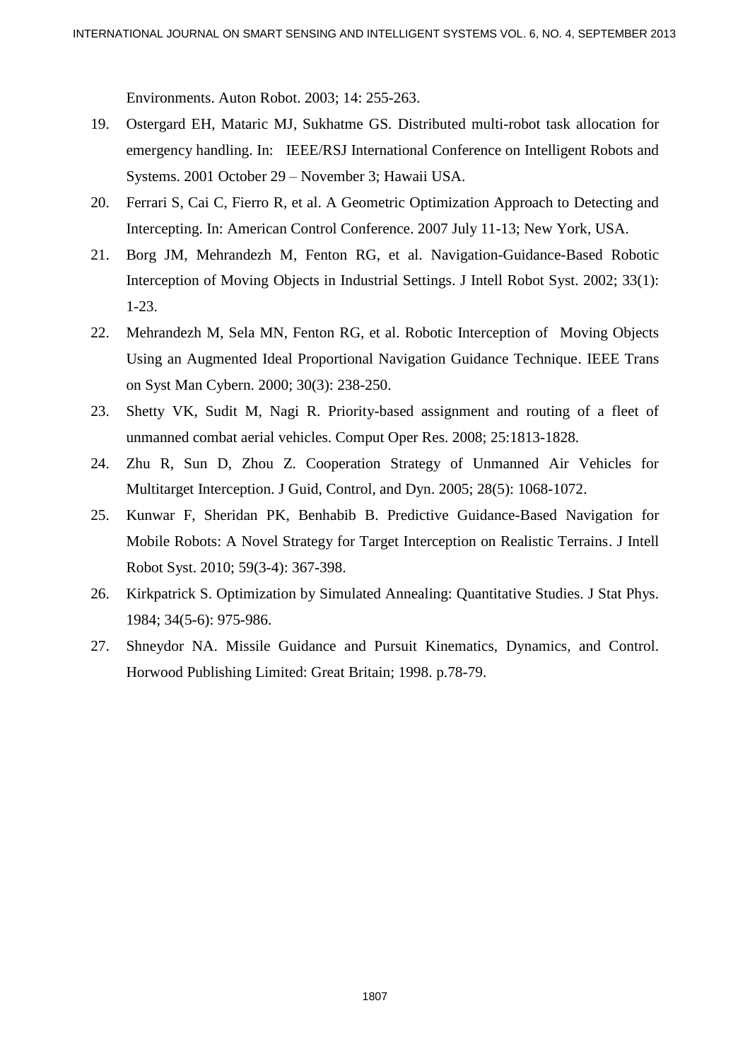Environments. Auton Robot. 2003; 14: 255-263.

19. Ostergard EH, Mataric MJ, Sukhatme GS. Distributed multi-robot task allocation for emergency handling. In: IEEE/RSJ International Conference on Intelligent Robots and Systems. 2001 October 29 – November 3; Hawaii USA.
20. Ferrari S, Cai C, Fierro R, et al. A Geometric Optimization Approach to Detecting and Intercepting. In: American Control Conference. 2007 July 11-13; New York, USA.
21. Borg JM, Mehrandezh M, Fenton RG, et al. Navigation-Guidance-Based Robotic Interception of Moving Objects in Industrial Settings. J Intell Robot Syst. 2002; 33(1): 1-23.
22. Mehrandezh M, Sela MN, Fenton RG, et al. Robotic Interception of Moving Objects Using an Augmented Ideal Proportional Navigation Guidance Technique. IEEE Trans on Syst Man Cybern. 2000; 30(3): 238-250.
23. Shetty VK, Sudit M, Nagi R. Priority-based assignment and routing of a fleet of unmanned combat aerial vehicles. Comput Oper Res. 2008; 25:1813-1828.
24. Zhu R, Sun D, Zhou Z. Cooperation Strategy of Unmanned Air Vehicles for Multitarget Interception. J Guid, Control, and Dyn. 2005; 28(5): 1068-1072.
25. Kunwar F, Sheridan PK, Benhabib B. Predictive Guidance-Based Navigation for Mobile Robots: A Novel Strategy for Target Interception on Realistic Terrains. J Intell Robot Syst. 2010; 59(3-4): 367-398.
26. Kirkpatrick S. Optimization by Simulated Annealing: Quantitative Studies. J Stat Phys. 1984; 34(5-6): 975-986.
27. Shneydor NA. Missile Guidance and Pursuit Kinematics, Dynamics, and Control. Horwood Publishing Limited: Great Britain; 1998. p.78-79.